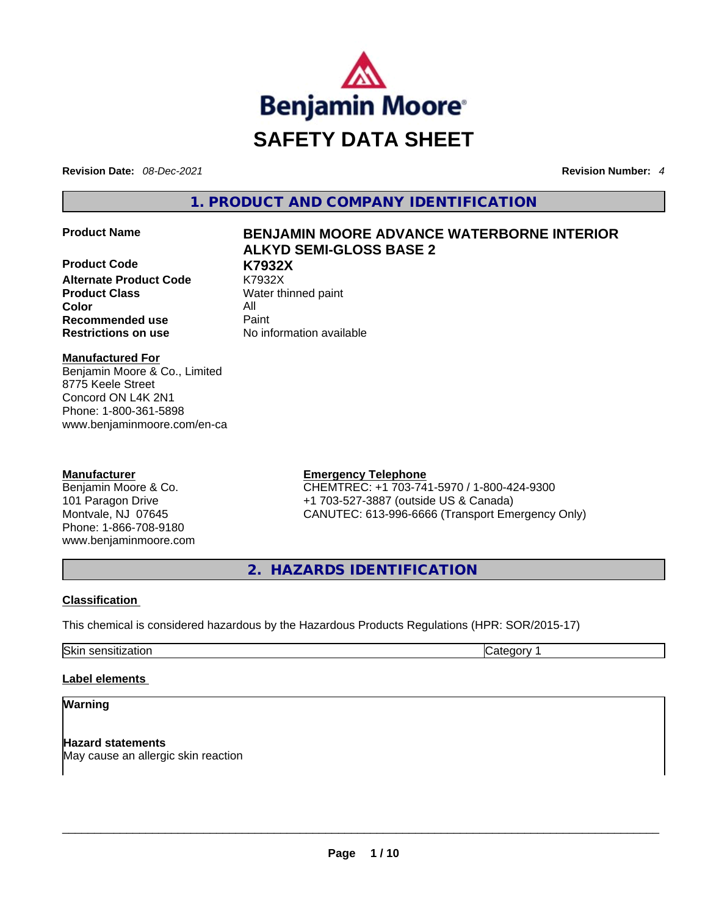# SAFETY DATA SHEET

**Revision Date:** *08-Dec-2021* **Revision Number:** *4*

## 1. PRODUCT AND COMPANY IDENTIFICATION

| | |
|---|---|
| **Product Name** | **BENJAMIN MOORE ADVANCE WATERBORNE INTERIOR ALKYD SEMI-GLOSS BASE 2** |
| **Product Code** | **K7932X** |
| **Alternate Product Code** | K7932X |
| **Product Class** | Water thinned paint |
| **Color** | All |
| **Recommended use** | Paint |
| **Restrictions on use** | No information available |

**Manufactured For**
Benjamin Moore & Co., Limited
8775 Keele Street
Concord ON L4K 2N1
Phone: 1-800-361-5898
www.benjaminmoore.com/en-ca

**Manufacturer**
Benjamin Moore & Co.
101 Paragon Drive
Montvale, NJ 07645
Phone: 1-866-708-9180
www.benjaminmoore.com

**Emergency Telephone**
CHEMTREC: +1 703-741-5970 / 1-800-424-9300
+1 703-527-3887 (outside US & Canada)
CANUTEC: 613-996-6666 (Transport Emergency Only)

## 2. HAZARDS IDENTIFICATION

**Classification**

This chemical is considered hazardous by the Hazardous Products Regulations (HPR: SOR/2015-17)

| | |
|---|---|
| Skin sensitization | Category 1 |

**Label elements**

**Warning**

**Hazard statements**
May cause an allergic skin reaction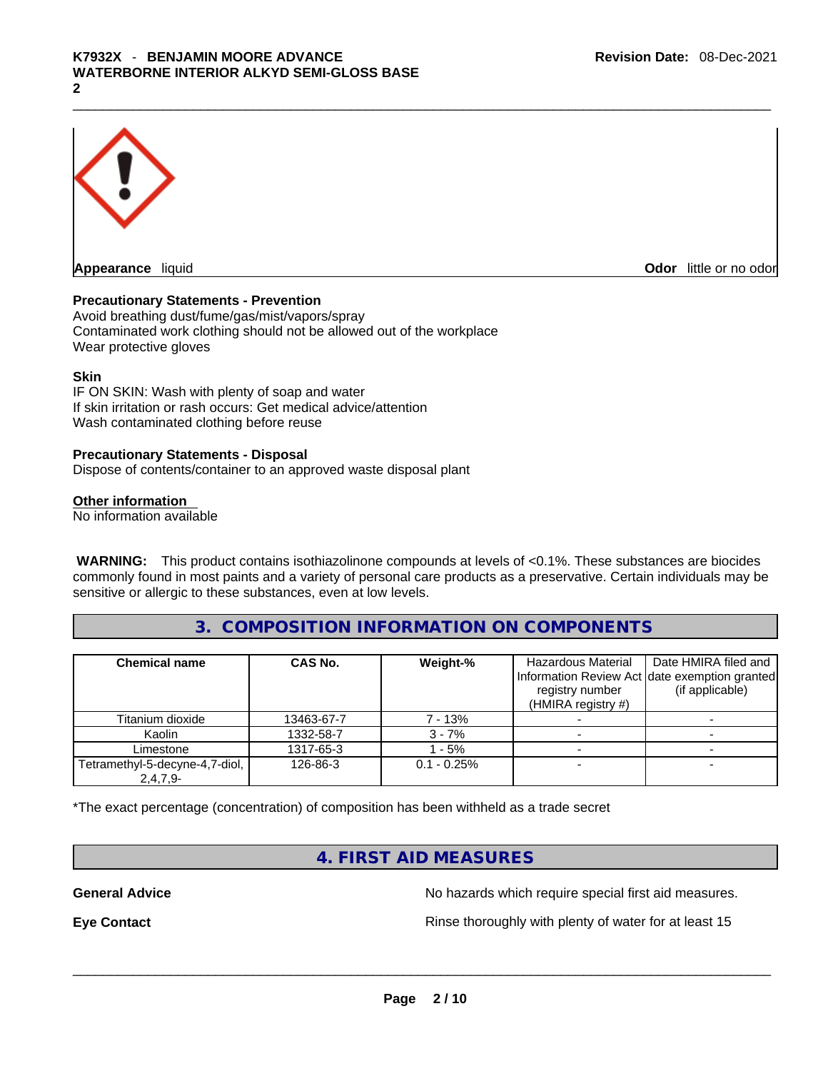**Appearance** liquid

**Odor** little or no odor

**Precautionary Statements - Prevention**

Avoid breathing dust/fume/gas/mist/vapors/spray
Contaminated work clothing should not be allowed out of the workplace
Wear protective gloves

**Skin**

IF ON SKIN: Wash with plenty of soap and water
If skin irritation or rash occurs: Get medical advice/attention
Wash contaminated clothing before reuse

**Precautionary Statements - Disposal**

Dispose of contents/container to an approved waste disposal plant

**Other information**

No information available

**WARNING:** This product contains isothiazolinone compounds at levels of <0.1%. These substances are biocides commonly found in most paints and a variety of personal care products as a preservative. Certain individuals may be sensitive or allergic to these substances, even at low levels.

## 3. COMPOSITION INFORMATION ON COMPONENTS

| Chemical name | CAS No. | Weight-% | Hazardous Material Information Review Act registry number (HMIRA registry #) | Date HMIRA filed and date exemption granted (if applicable) |
|---|---|---|---|---|
| Titanium dioxide | 13463-67-7 | 7 - 13% | - | - |
| Kaolin | 1332-58-7 | 3 - 7% | - | - |
| Limestone | 1317-65-3 | 1 - 5% | - | - |
| Tetramethyl-5-decyne-4,7-diol, 2,4,7,9- | 126-86-3 | 0.1 - 0.25% | - | - |

*The exact percentage (concentration) of composition has been withheld as a trade secret

## 4. FIRST AID MEASURES

**General Advice** No hazards which require special first aid measures.

**Eye Contact** Rinse thoroughly with plenty of water for at least 15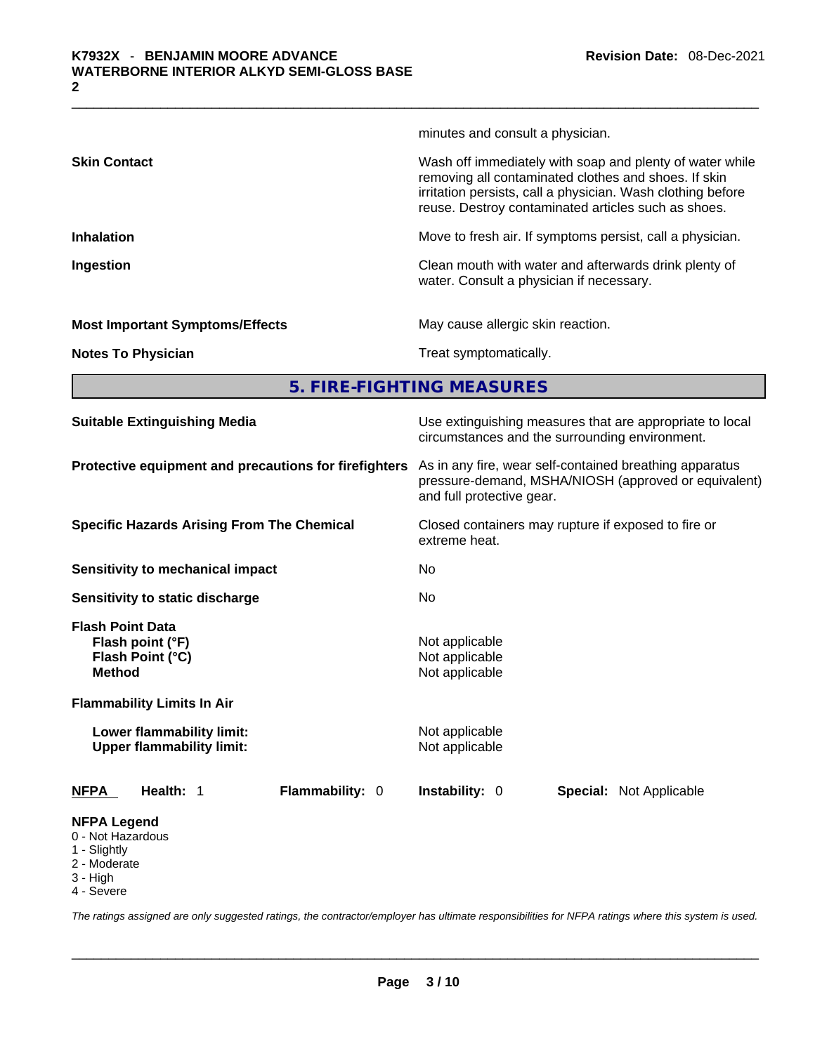| | |
|---|---|
| | minutes and consult a physician. |
| **Skin Contact** | Wash off immediately with soap and plenty of water while removing all contaminated clothes and shoes. If skin irritation persists, call a physician. Wash clothing before reuse. Destroy contaminated articles such as shoes. |
| **Inhalation** | Move to fresh air. If symptoms persist, call a physician. |
| **Ingestion** | Clean mouth with water and afterwards drink plenty of water. Consult a physician if necessary. |
| **Most Important Symptoms/Effects** | May cause allergic skin reaction. |
| **Notes To Physician** | Treat symptomatically. |

## 5. FIRE-FIGHTING MEASURES

| | |
|---|---|
| **Suitable Extinguishing Media** | Use extinguishing measures that are appropriate to local circumstances and the surrounding environment. |
| **Protective equipment and precautions for firefighters** | As in any fire, wear self-contained breathing apparatus pressure-demand, MSHA/NIOSH (approved or equivalent) and full protective gear. |
| **Specific Hazards Arising From The Chemical** | Closed containers may rupture if exposed to fire or extreme heat. |
| **Sensitivity to mechanical impact** | No |
| **Sensitivity to static discharge** | No |

**Flash Point Data**

| | |
|---|---|
| **Flash point (°F)** | Not applicable |
| **Flash Point (°C)** | Not applicable |
| **Method** | Not applicable |

**Flammability Limits In Air**

| | |
|---|---|
| **Lower flammability limit:** | Not applicable |
| **Upper flammability limit:** | Not applicable |

| **NFPA** | **Health:** 1 | **Flammability:** 0 | **Instability:** 0 | **Special:** Not Applicable |
|---|---|---|---|---|

**NFPA Legend**

0 - Not Hazardous
1 - Slightly
2 - Moderate
3 - High
4 - Severe

*The ratings assigned are only suggested ratings, the contractor/employer has ultimate responsibilities for NFPA ratings where this system is used.*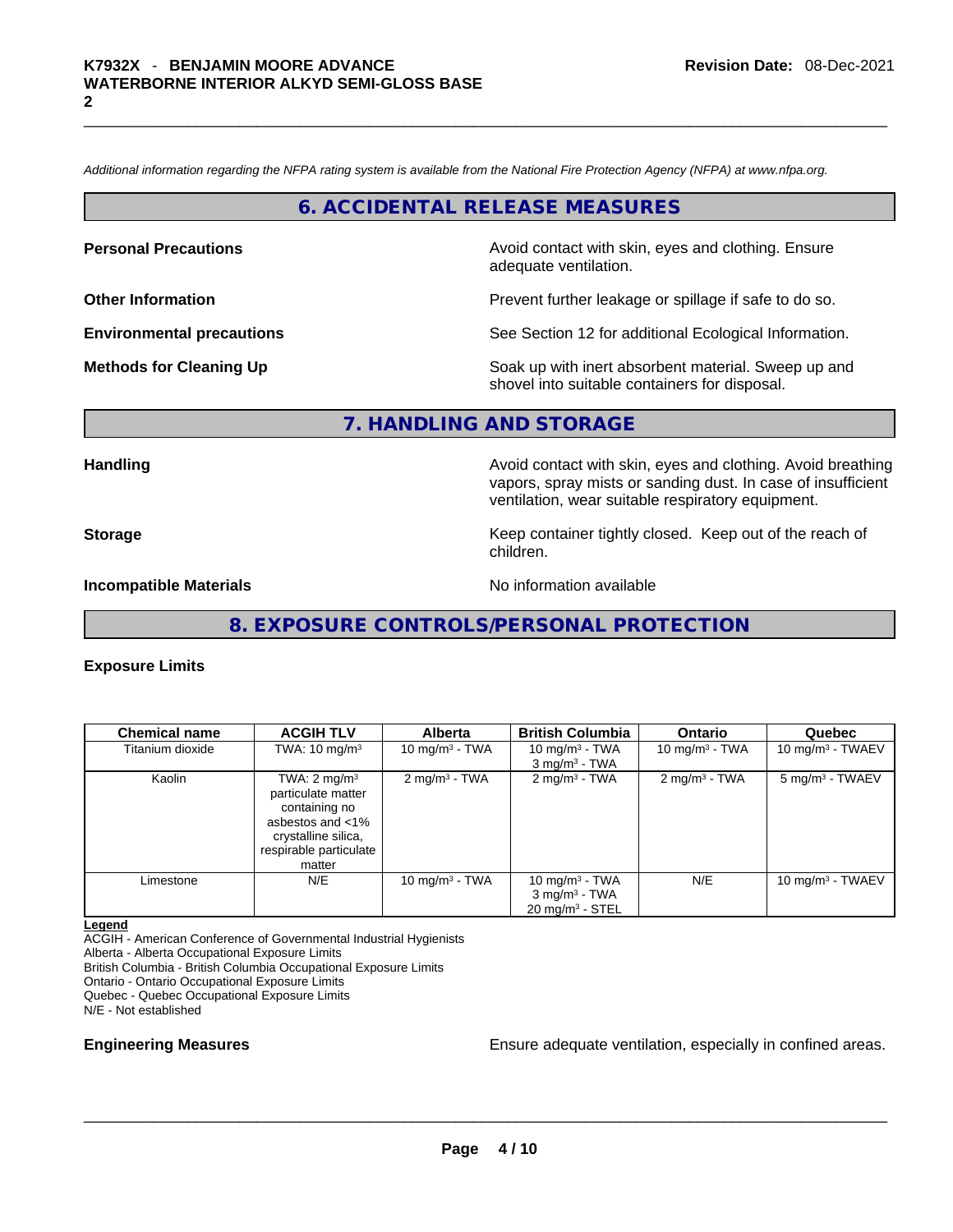*Additional information regarding the NFPA rating system is available from the National Fire Protection Agency (NFPA) at www.nfpa.org.*

## 6. ACCIDENTAL RELEASE MEASURES

**Personal Precautions** Avoid contact with skin, eyes and clothing. Ensure adequate ventilation.

**Other Information** Prevent further leakage or spillage if safe to do so.

**Environmental precautions** See Section 12 for additional Ecological Information.

**Methods for Cleaning Up** Soak up with inert absorbent material. Sweep up and shovel into suitable containers for disposal.

## 7. HANDLING AND STORAGE

**Handling** Avoid contact with skin, eyes and clothing. Avoid breathing vapors, spray mists or sanding dust. In case of insufficient ventilation, wear suitable respiratory equipment.

**Storage** Keep container tightly closed. Keep out of the reach of children.

**Incompatible Materials** No information available

## 8. EXPOSURE CONTROLS/PERSONAL PROTECTION

**Exposure Limits**

| Chemical name | ACGIH TLV | Alberta | British Columbia | Ontario | Quebec |
|---|---|---|---|---|---|
| Titanium dioxide | TWA: 10 mg/m³ | 10 mg/m³ - TWA | 10 mg/m³ - TWA<br>3 mg/m³ - TWA | 10 mg/m³ - TWA | 10 mg/m³ - TWAEV |
| Kaolin | TWA: 2 mg/m³ particulate matter containing no asbestos and <1% crystalline silica, respirable particulate matter | 2 mg/m³ - TWA | 2 mg/m³ - TWA | 2 mg/m³ - TWA | 5 mg/m³ - TWAEV |
| Limestone | N/E | 10 mg/m³ - TWA | 10 mg/m³ - TWA<br>3 mg/m³ - TWA<br>20 mg/m³ - STEL | N/E | 10 mg/m³ - TWAEV |

**Legend**
ACGIH - American Conference of Governmental Industrial Hygienists
Alberta - Alberta Occupational Exposure Limits
British Columbia - British Columbia Occupational Exposure Limits
Ontario - Ontario Occupational Exposure Limits
Quebec - Quebec Occupational Exposure Limits
N/E - Not established

**Engineering Measures** Ensure adequate ventilation, especially in confined areas.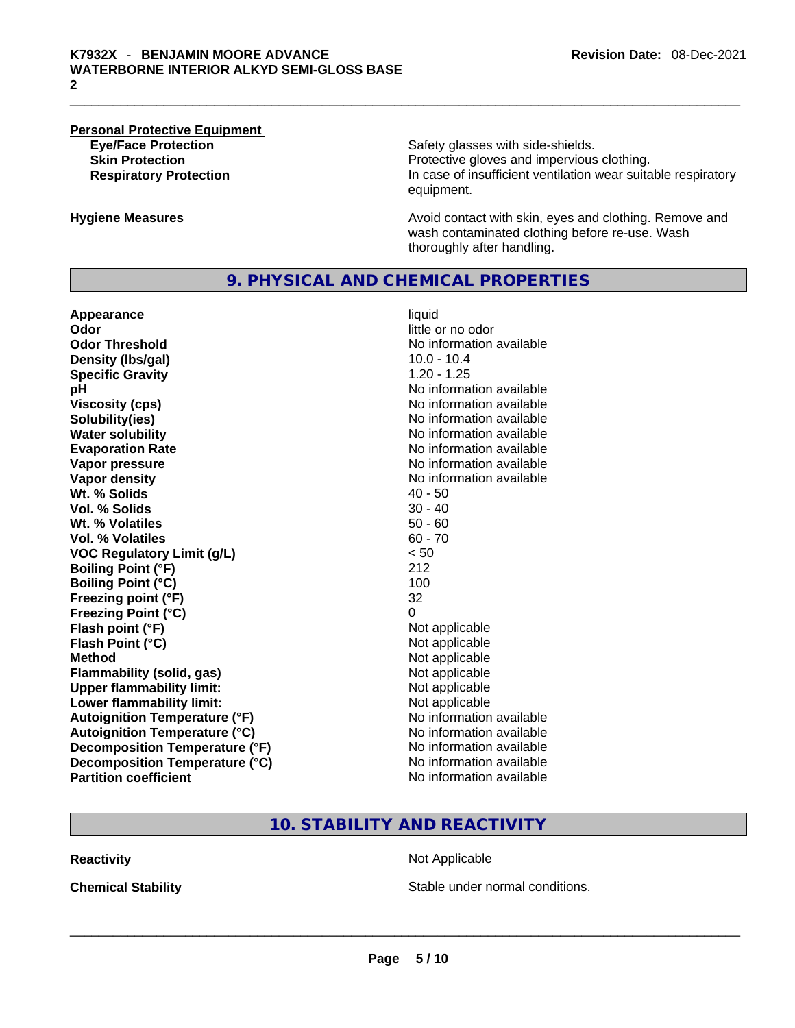**Personal Protective Equipment**

| | |
|---|---|
| **Eye/Face Protection** | Safety glasses with side-shields. |
| **Skin Protection** | Protective gloves and impervious clothing. |
| **Respiratory Protection** | In case of insufficient ventilation wear suitable respiratory equipment. |

| | |
|---|---|
| **Hygiene Measures** | Avoid contact with skin, eyes and clothing. Remove and wash contaminated clothing before re-use. Wash thoroughly after handling. |

## 9. PHYSICAL AND CHEMICAL PROPERTIES

| | |
|---|---|
| **Appearance** | liquid |
| **Odor** | little or no odor |
| **Odor Threshold** | No information available |
| **Density (lbs/gal)** | 10.0 - 10.4 |
| **Specific Gravity** | 1.20 - 1.25 |
| **pH** | No information available |
| **Viscosity (cps)** | No information available |
| **Solubility(ies)** | No information available |
| **Water solubility** | No information available |
| **Evaporation Rate** | No information available |
| **Vapor pressure** | No information available |
| **Vapor density** | No information available |
| **Wt. % Solids** | 40 - 50 |
| **Vol. % Solids** | 30 - 40 |
| **Wt. % Volatiles** | 50 - 60 |
| **Vol. % Volatiles** | 60 - 70 |
| **VOC Regulatory Limit (g/L)** | < 50 |
| **Boiling Point (°F)** | 212 |
| **Boiling Point (°C)** | 100 |
| **Freezing point (°F)** | 32 |
| **Freezing Point (°C)** | 0 |
| **Flash point (°F)** | Not applicable |
| **Flash Point (°C)** | Not applicable |
| **Method** | Not applicable |
| **Flammability (solid, gas)** | Not applicable |
| **Upper flammability limit:** | Not applicable |
| **Lower flammability limit:** | Not applicable |
| **Autoignition Temperature (°F)** | No information available |
| **Autoignition Temperature (°C)** | No information available |
| **Decomposition Temperature (°F)** | No information available |
| **Decomposition Temperature (°C)** | No information available |
| **Partition coefficient** | No information available |

## 10. STABILITY AND REACTIVITY

| | |
|---|---|
| **Reactivity** | Not Applicable |
| **Chemical Stability** | Stable under normal conditions. |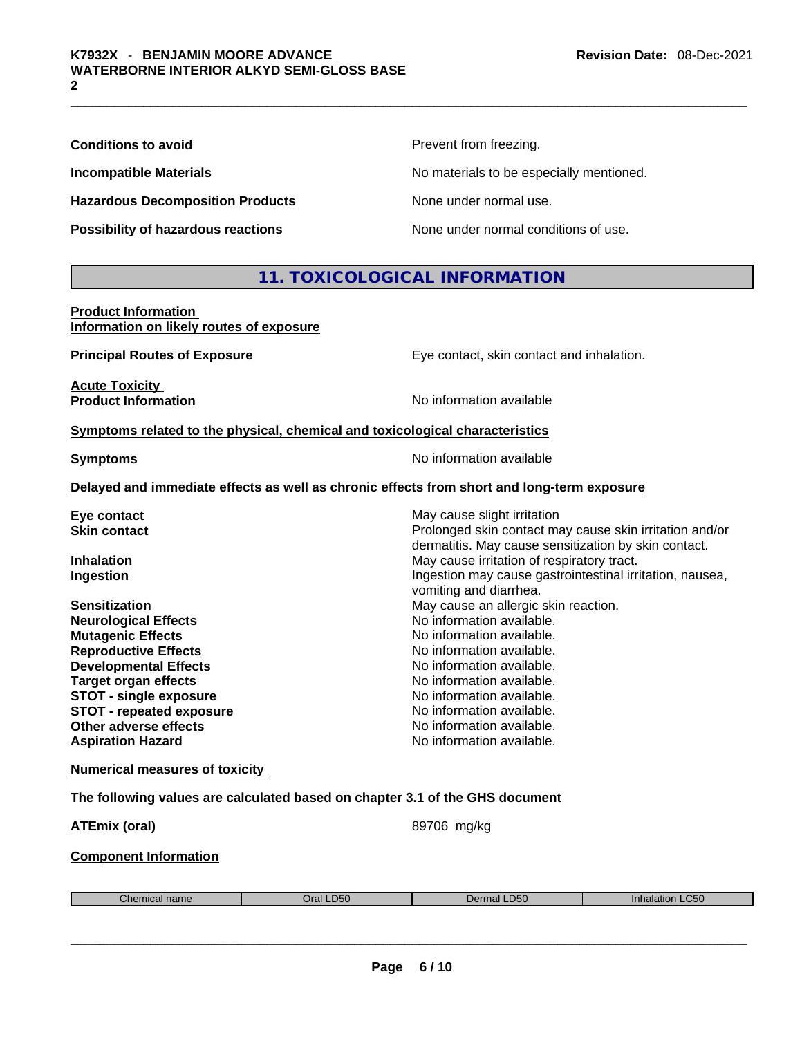| | |
|---|---|
| **Conditions to avoid** | Prevent from freezing. |
| **Incompatible Materials** | No materials to be especially mentioned. |
| **Hazardous Decomposition Products** | None under normal use. |
| **Possibility of hazardous reactions** | None under normal conditions of use. |

## 11. TOXICOLOGICAL INFORMATION

**Product Information**
**Information on likely routes of exposure**

**Principal Routes of Exposure** Eye contact, skin contact and inhalation.

**Acute Toxicity**
**Product Information** No information available

**Symptoms related to the physical, chemical and toxicological characteristics**

**Symptoms** No information available

**Delayed and immediate effects as well as chronic effects from short and long-term exposure**

| | |
|---|---|
| **Eye contact** | May cause slight irritation |
| **Skin contact** | Prolonged skin contact may cause skin irritation and/or dermatitis. May cause sensitization by skin contact. |
| **Inhalation** | May cause irritation of respiratory tract. |
| **Ingestion** | Ingestion may cause gastrointestinal irritation, nausea, vomiting and diarrhea. |
| **Sensitization** | May cause an allergic skin reaction. |
| **Neurological Effects** | No information available. |
| **Mutagenic Effects** | No information available. |
| **Reproductive Effects** | No information available. |
| **Developmental Effects** | No information available. |
| **Target organ effects** | No information available. |
| **STOT - single exposure** | No information available. |
| **STOT - repeated exposure** | No information available. |
| **Other adverse effects** | No information available. |
| **Aspiration Hazard** | No information available. |

**Numerical measures of toxicity**

**The following values are calculated based on chapter 3.1 of the GHS document**

**ATEmix (oral)** 89706 mg/kg

**Component Information**

| Chemical name | Oral LD50 | Dermal LD50 | Inhalation LC50 |
|---|---|---|---|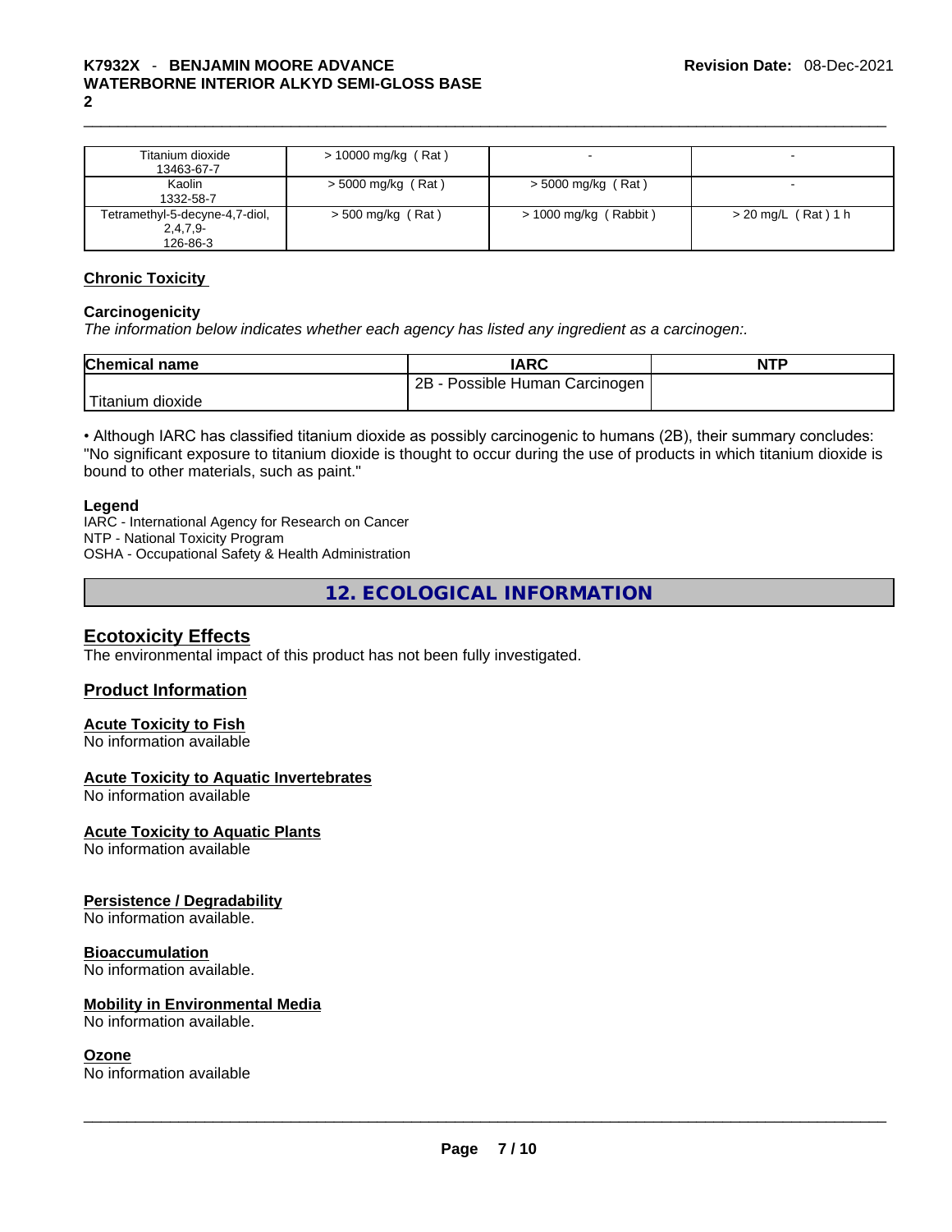| | | | |
|---|---|---|---|
| Titanium dioxide 13463-67-7 | > 10000 mg/kg ( Rat ) | - | - |
| Kaolin 1332-58-7 | > 5000 mg/kg ( Rat ) | > 5000 mg/kg ( Rat ) | - |
| Tetramethyl-5-decyne-4,7-diol, 2,4,7,9- 126-86-3 | > 500 mg/kg ( Rat ) | > 1000 mg/kg ( Rabbit ) | > 20 mg/L ( Rat ) 1 h |

## Chronic Toxicity

### Carcinogenicity

*The information below indicates whether each agency has listed any ingredient as a carcinogen:.*

| Chemical name | IARC | NTP |
|---|---|---|
| Titanium dioxide | 2B - Possible Human Carcinogen | |

• Although IARC has classified titanium dioxide as possibly carcinogenic to humans (2B), their summary concludes: "No significant exposure to titanium dioxide is thought to occur during the use of products in which titanium dioxide is bound to other materials, such as paint."

**Legend**

IARC - International Agency for Research on Cancer
NTP - National Toxicity Program
OSHA - Occupational Safety & Health Administration

# 12. ECOLOGICAL INFORMATION

## Ecotoxicity Effects

The environmental impact of this product has not been fully investigated.

## Product Information

### Acute Toxicity to Fish

No information available

### Acute Toxicity to Aquatic Invertebrates

No information available

### Acute Toxicity to Aquatic Plants

No information available

### Persistence / Degradability

No information available.

### Bioaccumulation

No information available.

### Mobility in Environmental Media

No information available.

### Ozone

No information available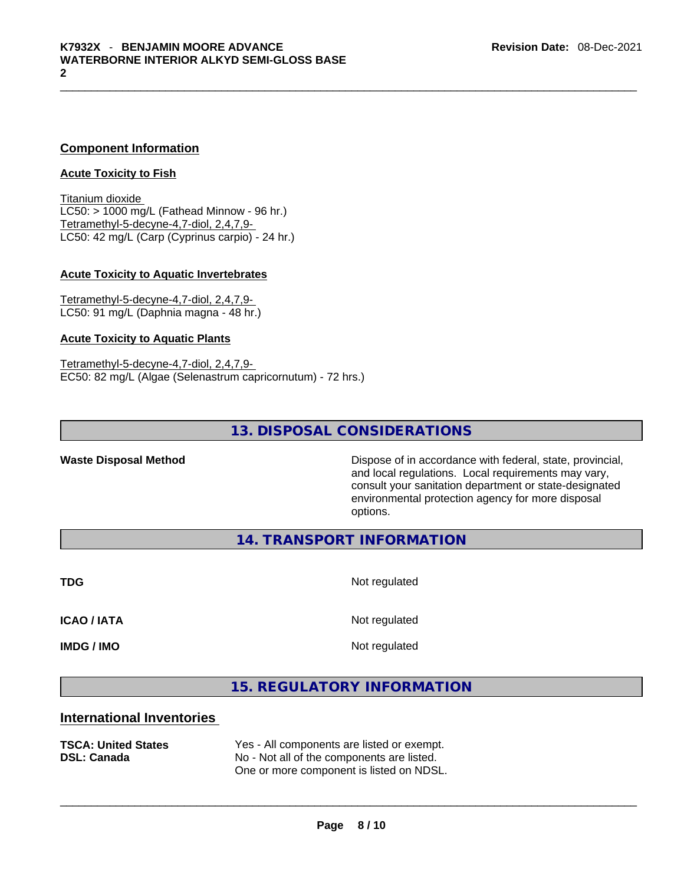## Component Information

### Acute Toxicity to Fish

Titanium dioxide
LC50: > 1000 mg/L (Fathead Minnow - 96 hr.)
Tetramethyl-5-decyne-4,7-diol, 2,4,7,9-
LC50: 42 mg/L (Carp (Cyprinus carpio) - 24 hr.)

### Acute Toxicity to Aquatic Invertebrates

Tetramethyl-5-decyne-4,7-diol, 2,4,7,9-
LC50: 91 mg/L (Daphnia magna - 48 hr.)

### Acute Toxicity to Aquatic Plants

Tetramethyl-5-decyne-4,7-diol, 2,4,7,9-
EC50: 82 mg/L (Algae (Selenastrum capricornutum) - 72 hrs.)

## 13. DISPOSAL CONSIDERATIONS

**Waste Disposal Method** — Dispose of in accordance with federal, state, provincial, and local regulations. Local requirements may vary, consult your sanitation department or state-designated environmental protection agency for more disposal options.

## 14. TRANSPORT INFORMATION

| | |
|---|---|
| **TDG** | Not regulated |
| **ICAO / IATA** | Not regulated |
| **IMDG / IMO** | Not regulated |

## 15. REGULATORY INFORMATION

### International Inventories

| | |
|---|---|
| **TSCA: United States** | Yes - All components are listed or exempt. |
| **DSL: Canada** | No - Not all of the components are listed. One or more component is listed on NDSL. |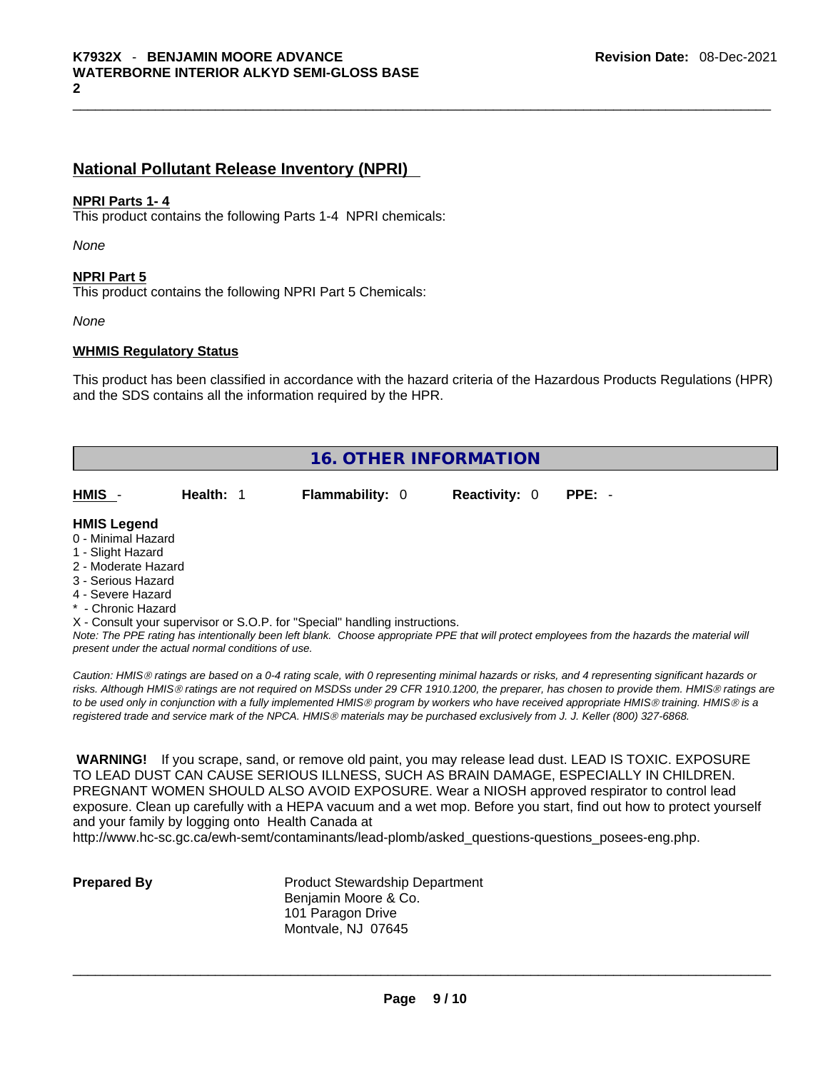## National Pollutant Release Inventory (NPRI)

**NPRI Parts 1- 4**

This product contains the following Parts 1-4 NPRI chemicals:

*None*

**NPRI Part 5**

This product contains the following NPRI Part 5 Chemicals:

*None*

**WHMIS Regulatory Status**

This product has been classified in accordance with the hazard criteria of the Hazardous Products Regulations (HPR) and the SDS contains all the information required by the HPR.

## 16. OTHER INFORMATION

| HMIS - | Health: 1 | Flammability: 0 | Reactivity: 0 | PPE: - |
|---|---|---|---|---|

**HMIS Legend**

0 - Minimal Hazard
1 - Slight Hazard
2 - Moderate Hazard
3 - Serious Hazard
4 - Severe Hazard
* - Chronic Hazard
X - Consult your supervisor or S.O.P. for "Special" handling instructions.

*Note: The PPE rating has intentionally been left blank. Choose appropriate PPE that will protect employees from the hazards the material will present under the actual normal conditions of use.*

*Caution: HMIS® ratings are based on a 0-4 rating scale, with 0 representing minimal hazards or risks, and 4 representing significant hazards or risks. Although HMIS® ratings are not required on MSDSs under 29 CFR 1910.1200, the preparer, has chosen to provide them. HMIS® ratings are to be used only in conjunction with a fully implemented HMIS® program by workers who have received appropriate HMIS® training. HMIS® is a registered trade and service mark of the NPCA. HMIS® materials may be purchased exclusively from J. J. Keller (800) 327-6868.*

**WARNING!** If you scrape, sand, or remove old paint, you may release lead dust. LEAD IS TOXIC. EXPOSURE TO LEAD DUST CAN CAUSE SERIOUS ILLNESS, SUCH AS BRAIN DAMAGE, ESPECIALLY IN CHILDREN. PREGNANT WOMEN SHOULD ALSO AVOID EXPOSURE. Wear a NIOSH approved respirator to control lead exposure. Clean up carefully with a HEPA vacuum and a wet mop. Before you start, find out how to protect yourself and your family by logging onto Health Canada at http://www.hc-sc.gc.ca/ewh-semt/contaminants/lead-plomb/asked_questions-questions_posees-eng.php.

**Prepared By** Product Stewardship Department
Benjamin Moore & Co.
101 Paragon Drive
Montvale, NJ 07645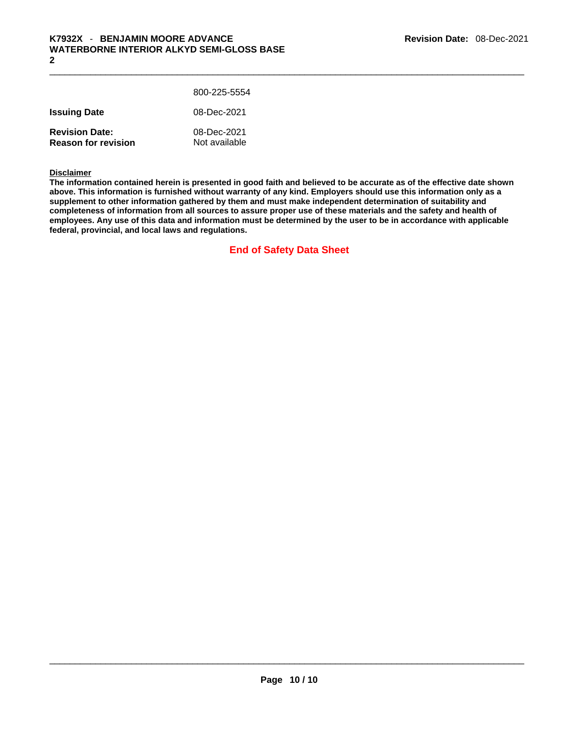| | |
|---|---|
| | 800-225-5554 |
| **Issuing Date** | 08-Dec-2021 |
| **Revision Date:** | 08-Dec-2021 |
| **Reason for revision** | Not available |

**Disclaimer**

**The information contained herein is presented in good faith and believed to be accurate as of the effective date shown above. This information is furnished without warranty of any kind. Employers should use this information only as a supplement to other information gathered by them and must make independent determination of suitability and completeness of information from all sources to assure proper use of these materials and the safety and health of employees. Any use of this data and information must be determined by the user to be in accordance with applicable federal, provincial, and local laws and regulations.**

**End of Safety Data Sheet**